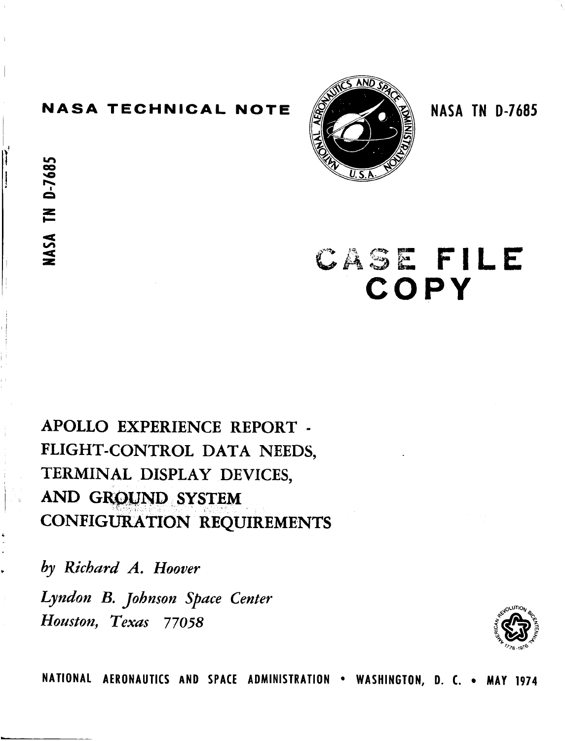**NASA TECHNICAL NOTE**

**NASA TN D-7685**

NASA TN D-7685

# CASE FILE COPY

# APOLLO EXPERIENCE REPORT - FLIGHT-CONTROL DATA NEEDS, TERMINAL DISPLAY DEVICES, AND GROUND SYSTEM CONFIGURATION REQUIREMENTS

*by Richard A. Hoover*

*Lyndon B. Johnson Space Center*
*Houston, Texas 77058*

NATIONAL AERONAUTICS AND SPACE ADMINISTRATION • WASHINGTON, D. C. • MAY 1974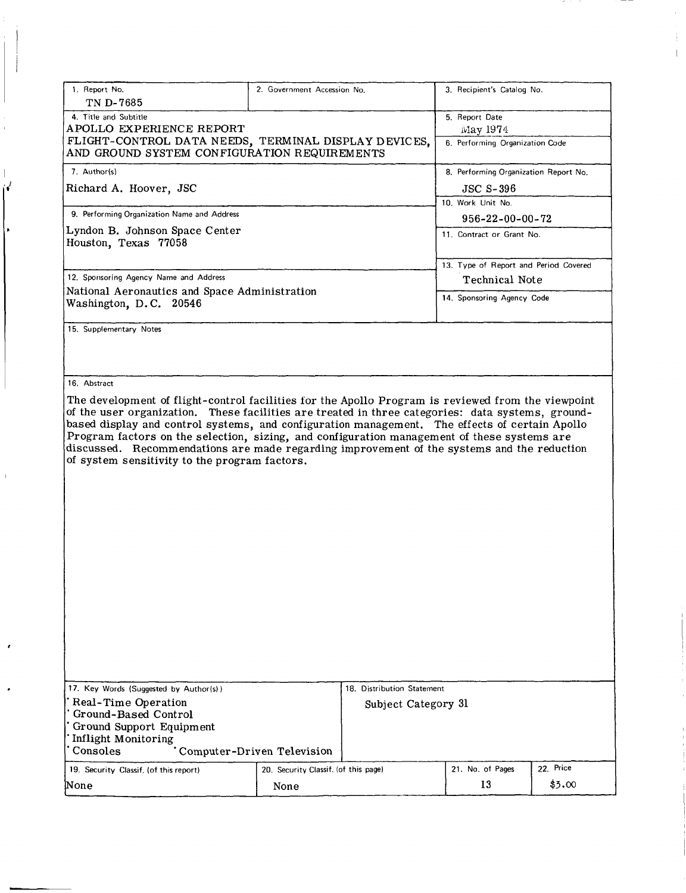| 1. Report No. | 2. Government Accession No. | 3. Recipient's Catalog No. | |
|---|---|---|---|
| TN D-7685 | | | |
| 4. Title and Subtitle<br>APOLLO EXPERIENCE REPORT<br>FLIGHT-CONTROL DATA NEEDS, TERMINAL DISPLAY DEVICES, AND GROUND SYSTEM CONFIGURATION REQUIREMENTS | | 5. Report Date<br>May 1974 | |
| | | 6. Performing Organization Code | |
| 7. Author(s)<br>Richard A. Hoover, JSC | | 8. Performing Organization Report No.<br>JSC S-396 | |
| 9. Performing Organization Name and Address<br>Lyndon B. Johnson Space Center<br>Houston, Texas 77058 | | 10. Work Unit No.<br>956-22-00-00-72 | |
| | | 11. Contract or Grant No. | |
| 12. Sponsoring Agency Name and Address<br>National Aeronautics and Space Administration<br>Washington, D.C. 20546 | | 13. Type of Report and Period Covered<br>Technical Note | |
| | | 14. Sponsoring Agency Code | |

15. Supplementary Notes

16. Abstract

The development of flight-control facilities for the Apollo Program is reviewed from the viewpoint of the user organization. These facilities are treated in three categories: data systems, ground-based display and control systems, and configuration management. The effects of certain Apollo Program factors on the selection, sizing, and configuration management of these systems are discussed. Recommendations are made regarding improvement of the systems and the reduction of system sensitivity to the program factors.

| 17. Key Words (Suggested by Author(s)) | 18. Distribution Statement | | |
|---|---|---|---|
| ˙Real-Time Operation<br>˙Ground-Based Control<br>˙Ground Support Equipment<br>˙Inflight Monitoring<br>˙Consoles ˙Computer-Driven Television | Subject Category 31 | | |
| 19. Security Classif. (of this report) | 20. Security Classif. (of this page) | 21. No. of Pages | 22. Price |
| None | None | 13 | $3.00 |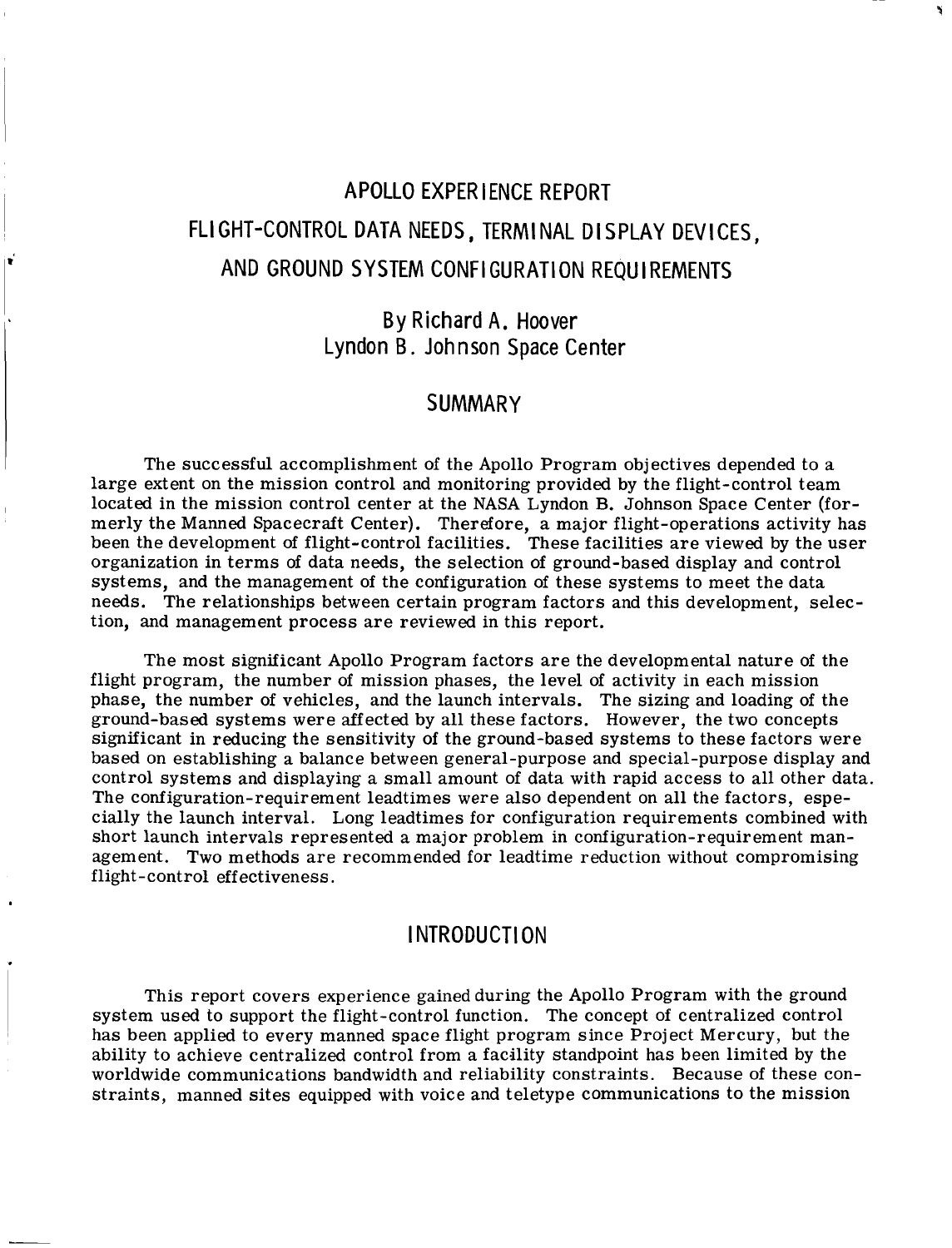# APOLLO EXPERIENCE REPORT

# FLIGHT-CONTROL DATA NEEDS, TERMINAL DISPLAY DEVICES, AND GROUND SYSTEM CONFIGURATION REQUIREMENTS

By Richard A. Hoover
Lyndon B. Johnson Space Center

## SUMMARY

The successful accomplishment of the Apollo Program objectives depended to a large extent on the mission control and monitoring provided by the flight-control team located in the mission control center at the NASA Lyndon B. Johnson Space Center (formerly the Manned Spacecraft Center). Therefore, a major flight-operations activity has been the development of flight-control facilities. These facilities are viewed by the user organization in terms of data needs, the selection of ground-based display and control systems, and the management of the configuration of these systems to meet the data needs. The relationships between certain program factors and this development, selection, and management process are reviewed in this report.

The most significant Apollo Program factors are the developmental nature of the flight program, the number of mission phases, the level of activity in each mission phase, the number of vehicles, and the launch intervals. The sizing and loading of the ground-based systems were affected by all these factors. However, the two concepts significant in reducing the sensitivity of the ground-based systems to these factors were based on establishing a balance between general-purpose and special-purpose display and control systems and displaying a small amount of data with rapid access to all other data. The configuration-requirement leadtimes were also dependent on all the factors, especially the launch interval. Long leadtimes for configuration requirements combined with short launch intervals represented a major problem in configuration-requirement management. Two methods are recommended for leadtime reduction without compromising flight-control effectiveness.

## INTRODUCTION

This report covers experience gained during the Apollo Program with the ground system used to support the flight-control function. The concept of centralized control has been applied to every manned space flight program since Project Mercury, but the ability to achieve centralized control from a facility standpoint has been limited by the worldwide communications bandwidth and reliability constraints. Because of these constraints, manned sites equipped with voice and teletype communications to the mission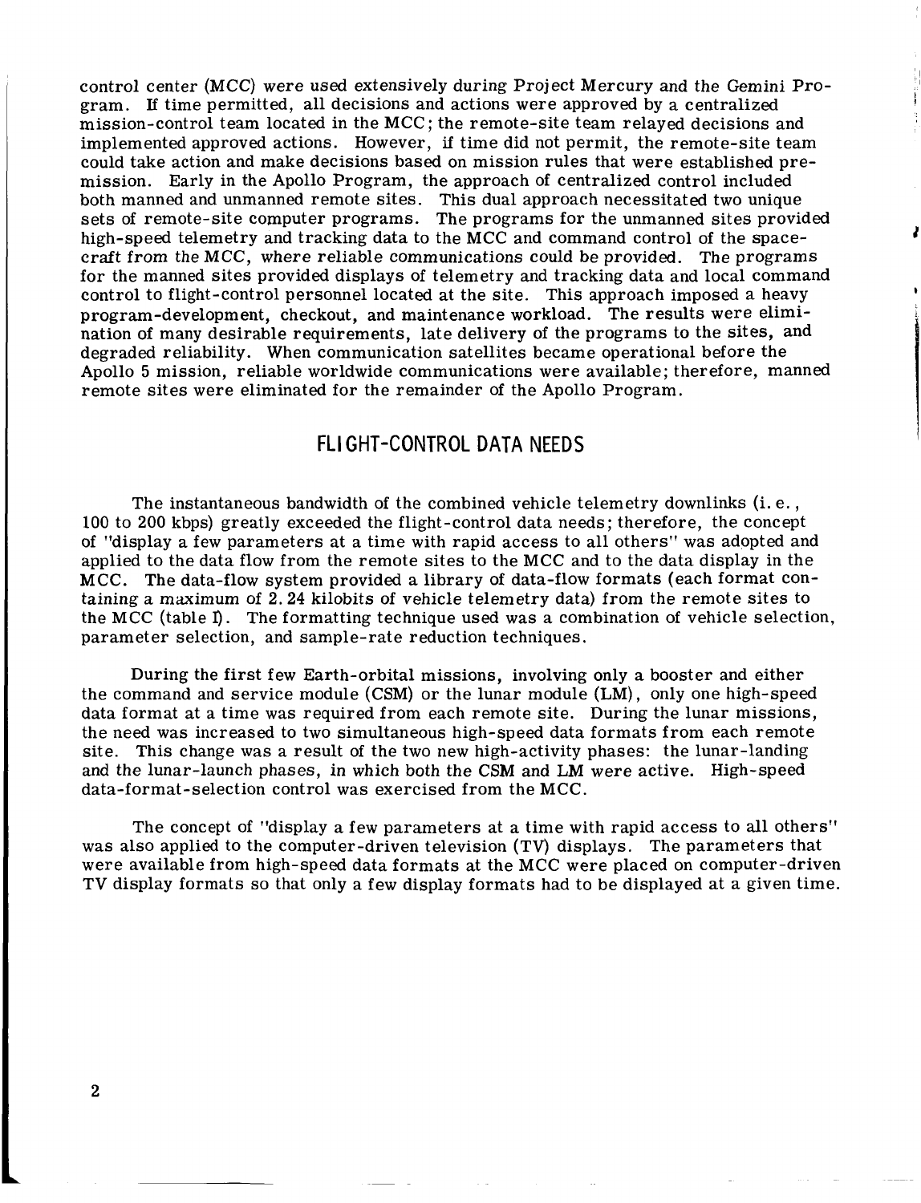control center (MCC) were used extensively during Project Mercury and the Gemini Program. If time permitted, all decisions and actions were approved by a centralized mission-control team located in the MCC; the remote-site team relayed decisions and implemented approved actions. However, if time did not permit, the remote-site team could take action and make decisions based on mission rules that were established premission. Early in the Apollo Program, the approach of centralized control included both manned and unmanned remote sites. This dual approach necessitated two unique sets of remote-site computer programs. The programs for the unmanned sites provided high-speed telemetry and tracking data to the MCC and command control of the spacecraft from the MCC, where reliable communications could be provided. The programs for the manned sites provided displays of telemetry and tracking data and local command control to flight-control personnel located at the site. This approach imposed a heavy program-development, checkout, and maintenance workload. The results were elimination of many desirable requirements, late delivery of the programs to the sites, and degraded reliability. When communication satellites became operational before the Apollo 5 mission, reliable worldwide communications were available; therefore, manned remote sites were eliminated for the remainder of the Apollo Program.

## FLIGHT-CONTROL DATA NEEDS

The instantaneous bandwidth of the combined vehicle telemetry downlinks (i.e., 100 to 200 kbps) greatly exceeded the flight-control data needs; therefore, the concept of "display a few parameters at a time with rapid access to all others" was adopted and applied to the data flow from the remote sites to the MCC and to the data display in the MCC. The data-flow system provided a library of data-flow formats (each format containing a maximum of 2.24 kilobits of vehicle telemetry data) from the remote sites to the MCC (table I). The formatting technique used was a combination of vehicle selection, parameter selection, and sample-rate reduction techniques.

During the first few Earth-orbital missions, involving only a booster and either the command and service module (CSM) or the lunar module (LM), only one high-speed data format at a time was required from each remote site. During the lunar missions, the need was increased to two simultaneous high-speed data formats from each remote site. This change was a result of the two new high-activity phases: the lunar-landing and the lunar-launch phases, in which both the CSM and LM were active. High-speed data-format-selection control was exercised from the MCC.

The concept of "display a few parameters at a time with rapid access to all others" was also applied to the computer-driven television (TV) displays. The parameters that were available from high-speed data formats at the MCC were placed on computer-driven TV display formats so that only a few display formats had to be displayed at a given time.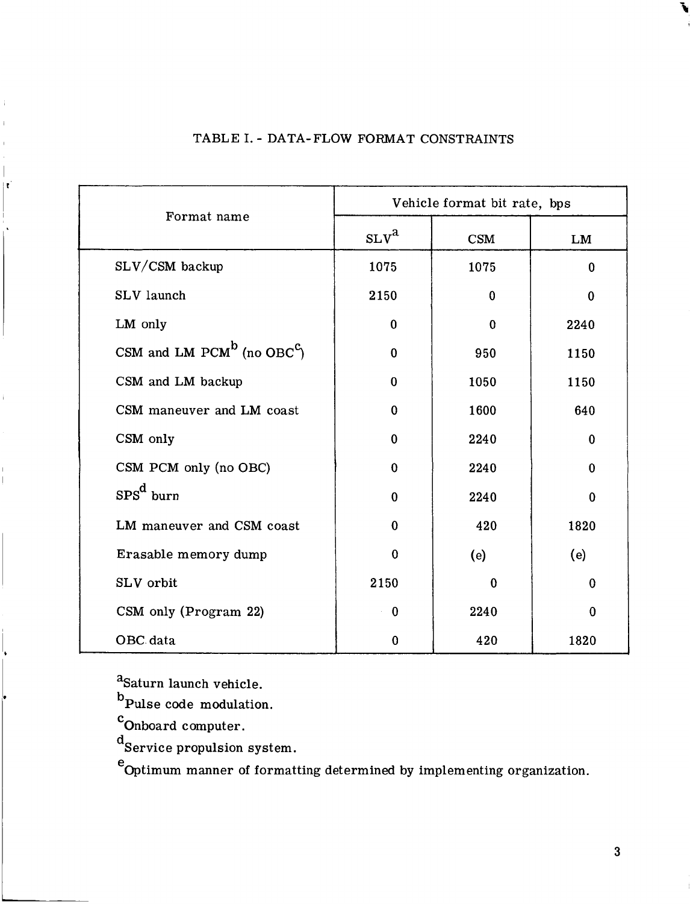TABLE I. - DATA-FLOW FORMAT CONSTRAINTS

| Format name | Vehicle format bit rate, bps | | |
|---|---|---|---|
| | SLV[a] | CSM | LM |
| SLV/CSM backup | 1075 | 1075 | 0 |
| SLV launch | 2150 | 0 | 0 |
| LM only | 0 | 0 | 2240 |
| CSM and LM PCM[b] (no OBC[c]) | 0 | 950 | 1150 |
| CSM and LM backup | 0 | 1050 | 1150 |
| CSM maneuver and LM coast | 0 | 1600 | 640 |
| CSM only | 0 | 2240 | 0 |
| CSM PCM only (no OBC) | 0 | 2240 | 0 |
| SPS[d] burn | 0 | 2240 | 0 |
| LM maneuver and CSM coast | 0 | 420 | 1820 |
| Erasable memory dump | 0 | (e) | (e) |
| SLV orbit | 2150 | 0 | 0 |
| CSM only (Program 22) | 0 | 2240 | 0 |
| OBC data | 0 | 420 | 1820 |

[a]Saturn launch vehicle.

[b]Pulse code modulation.

[c]Onboard computer.

[d]Service propulsion system.

[e]Optimum manner of formatting determined by implementing organization.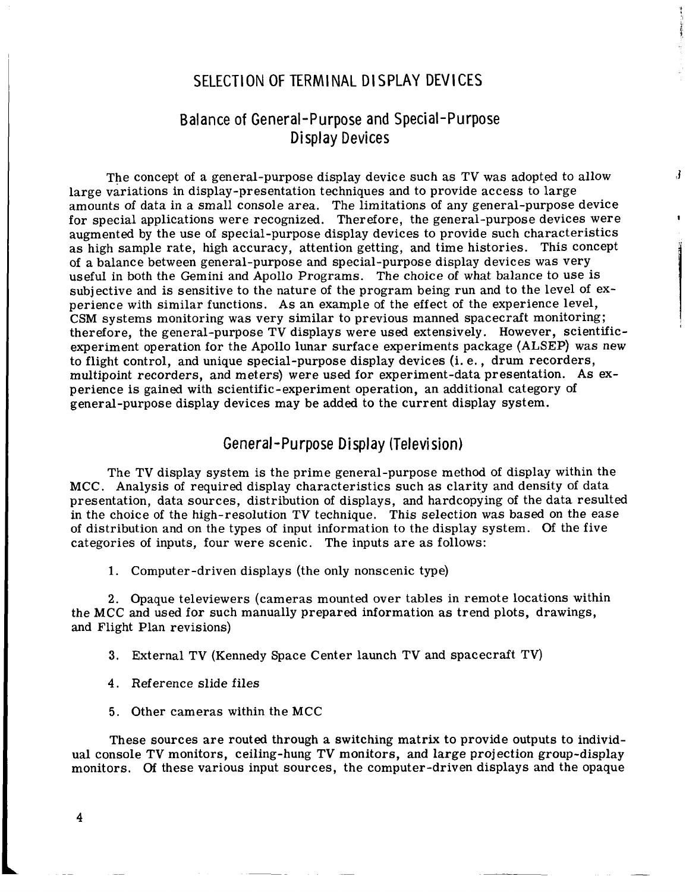# SELECTION OF TERMINAL DISPLAY DEVICES

## Balance of General-Purpose and Special-Purpose Display Devices

The concept of a general-purpose display device such as TV was adopted to allow large variations in display-presentation techniques and to provide access to large amounts of data in a small console area. The limitations of any general-purpose device for special applications were recognized. Therefore, the general-purpose devices were augmented by the use of special-purpose display devices to provide such characteristics as high sample rate, high accuracy, attention getting, and time histories. This concept of a balance between general-purpose and special-purpose display devices was very useful in both the Gemini and Apollo Programs. The choice of what balance to use is subjective and is sensitive to the nature of the program being run and to the level of experience with similar functions. As an example of the effect of the experience level, CSM systems monitoring was very similar to previous manned spacecraft monitoring; therefore, the general-purpose TV displays were used extensively. However, scientific-experiment operation for the Apollo lunar surface experiments package (ALSEP) was new to flight control, and unique special-purpose display devices (i.e., drum recorders, multipoint recorders, and meters) were used for experiment-data presentation. As experience is gained with scientific-experiment operation, an additional category of general-purpose display devices may be added to the current display system.

## General-Purpose Display (Television)

The TV display system is the prime general-purpose method of display within the MCC. Analysis of required display characteristics such as clarity and density of data presentation, data sources, distribution of displays, and hardcopying of the data resulted in the choice of the high-resolution TV technique. This selection was based on the ease of distribution and on the types of input information to the display system. Of the five categories of inputs, four were scenic. The inputs are as follows:

1. Computer-driven displays (the only nonscenic type)

2. Opaque televiewers (cameras mounted over tables in remote locations within the MCC and used for such manually prepared information as trend plots, drawings, and Flight Plan revisions)

3. External TV (Kennedy Space Center launch TV and spacecraft TV)

4. Reference slide files

5. Other cameras within the MCC

These sources are routed through a switching matrix to provide outputs to individual console TV monitors, ceiling-hung TV monitors, and large projection group-display monitors. Of these various input sources, the computer-driven displays and the opaque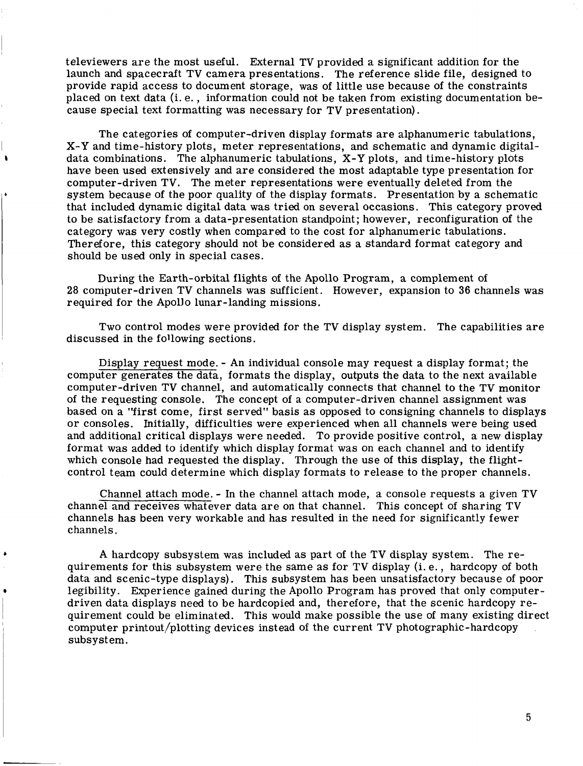televiewers are the most useful. External TV provided a significant addition for the launch and spacecraft TV camera presentations. The reference slide file, designed to provide rapid access to document storage, was of little use because of the constraints placed on text data (i. e., information could not be taken from existing documentation because special text formatting was necessary for TV presentation).

The categories of computer-driven display formats are alphanumeric tabulations, X-Y and time-history plots, meter representations, and schematic and dynamic digital-data combinations. The alphanumeric tabulations, X-Y plots, and time-history plots have been used extensively and are considered the most adaptable type presentation for computer-driven TV. The meter representations were eventually deleted from the system because of the poor quality of the display formats. Presentation by a schematic that included dynamic digital data was tried on several occasions. This category proved to be satisfactory from a data-presentation standpoint; however, reconfiguration of the category was very costly when compared to the cost for alphanumeric tabulations. Therefore, this category should not be considered as a standard format category and should be used only in special cases.

During the Earth-orbital flights of the Apollo Program, a complement of 28 computer-driven TV channels was sufficient. However, expansion to 36 channels was required for the Apollo lunar-landing missions.

Two control modes were provided for the TV display system. The capabilities are discussed in the following sections.

Display request mode. - An individual console may request a display format; the computer generates the data, formats the display, outputs the data to the next available computer-driven TV channel, and automatically connects that channel to the TV monitor of the requesting console. The concept of a computer-driven channel assignment was based on a "first come, first served" basis as opposed to consigning channels to displays or consoles. Initially, difficulties were experienced when all channels were being used and additional critical displays were needed. To provide positive control, a new display format was added to identify which display format was on each channel and to identify which console had requested the display. Through the use of this display, the flight-control team could determine which display formats to release to the proper channels.

Channel attach mode. - In the channel attach mode, a console requests a given TV channel and receives whatever data are on that channel. This concept of sharing TV channels has been very workable and has resulted in the need for significantly fewer channels.

A hardcopy subsystem was included as part of the TV display system. The requirements for this subsystem were the same as for TV display (i. e., hardcopy of both data and scenic-type displays). This subsystem has been unsatisfactory because of poor legibility. Experience gained during the Apollo Program has proved that only computer-driven data displays need to be hardcopied and, therefore, that the scenic hardcopy requirement could be eliminated. This would make possible the use of many existing direct computer printout/plotting devices instead of the current TV photographic-hardcopy subsystem.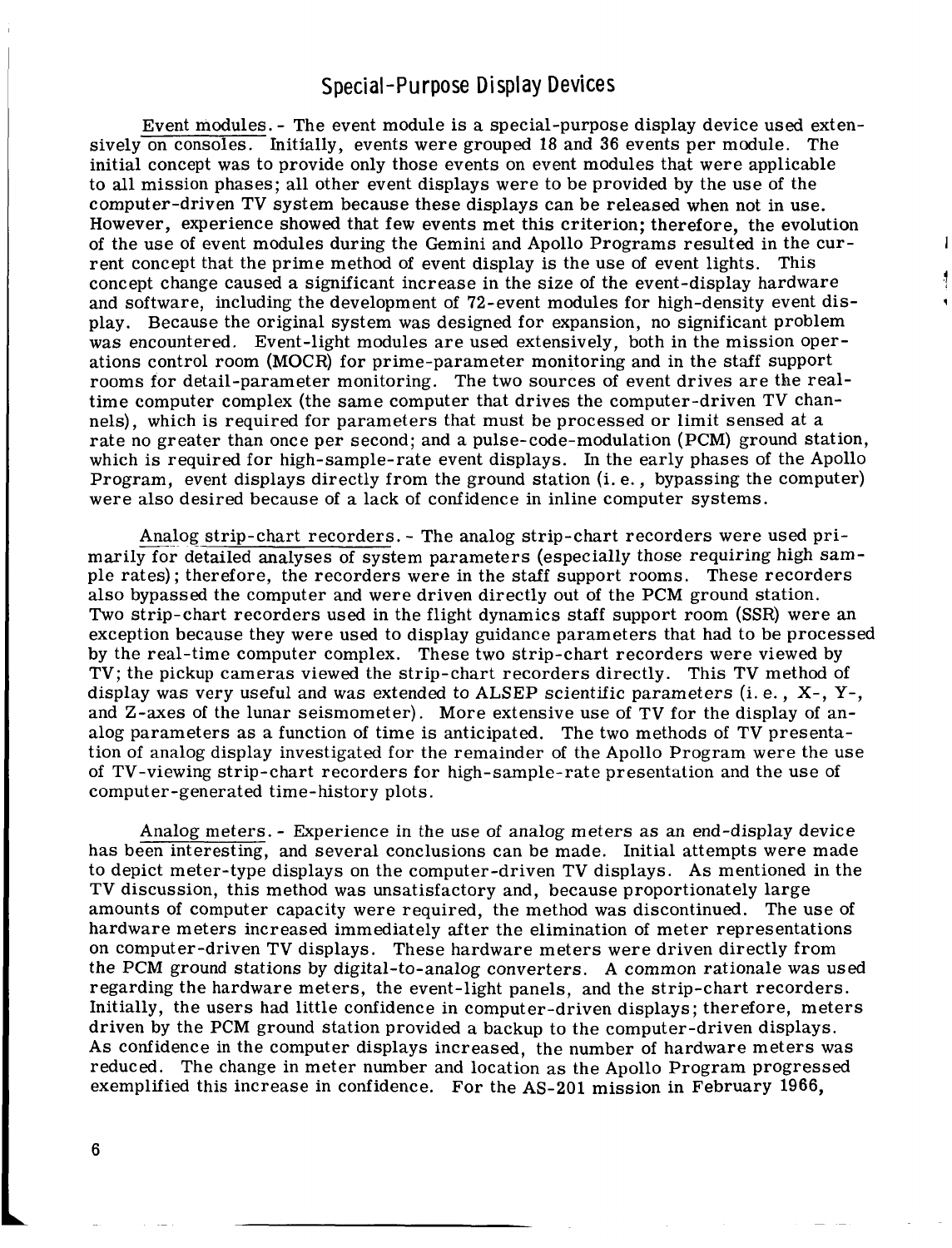## Special-Purpose Display Devices

Event modules. - The event module is a special-purpose display device used extensively on consoles. Initially, events were grouped 18 and 36 events per module. The initial concept was to provide only those events on event modules that were applicable to all mission phases; all other event displays were to be provided by the use of the computer-driven TV system because these displays can be released when not in use. However, experience showed that few events met this criterion; therefore, the evolution of the use of event modules during the Gemini and Apollo Programs resulted in the current concept that the prime method of event display is the use of event lights. This concept change caused a significant increase in the size of the event-display hardware and software, including the development of 72-event modules for high-density event display. Because the original system was designed for expansion, no significant problem was encountered. Event-light modules are used extensively, both in the mission operations control room (MOCR) for prime-parameter monitoring and in the staff support rooms for detail-parameter monitoring. The two sources of event drives are the real-time computer complex (the same computer that drives the computer-driven TV channels), which is required for parameters that must be processed or limit sensed at a rate no greater than once per second; and a pulse-code-modulation (PCM) ground station, which is required for high-sample-rate event displays. In the early phases of the Apollo Program, event displays directly from the ground station (i. e., bypassing the computer) were also desired because of a lack of confidence in inline computer systems.

Analog strip-chart recorders. - The analog strip-chart recorders were used primarily for detailed analyses of system parameters (especially those requiring high sample rates); therefore, the recorders were in the staff support rooms. These recorders also bypassed the computer and were driven directly out of the PCM ground station. Two strip-chart recorders used in the flight dynamics staff support room (SSR) were an exception because they were used to display guidance parameters that had to be processed by the real-time computer complex. These two strip-chart recorders were viewed by TV; the pickup cameras viewed the strip-chart recorders directly. This TV method of display was very useful and was extended to ALSEP scientific parameters (i. e., X-, Y-, and Z-axes of the lunar seismometer). More extensive use of TV for the display of analog parameters as a function of time is anticipated. The two methods of TV presentation of analog display investigated for the remainder of the Apollo Program were the use of TV-viewing strip-chart recorders for high-sample-rate presentation and the use of computer-generated time-history plots.

Analog meters. - Experience in the use of analog meters as an end-display device has been interesting, and several conclusions can be made. Initial attempts were made to depict meter-type displays on the computer-driven TV displays. As mentioned in the TV discussion, this method was unsatisfactory and, because proportionately large amounts of computer capacity were required, the method was discontinued. The use of hardware meters increased immediately after the elimination of meter representations on computer-driven TV displays. These hardware meters were driven directly from the PCM ground stations by digital-to-analog converters. A common rationale was used regarding the hardware meters, the event-light panels, and the strip-chart recorders. Initially, the users had little confidence in computer-driven displays; therefore, meters driven by the PCM ground station provided a backup to the computer-driven displays. As confidence in the computer displays increased, the number of hardware meters was reduced. The change in meter number and location as the Apollo Program progressed exemplified this increase in confidence. For the AS-201 mission in February 1966,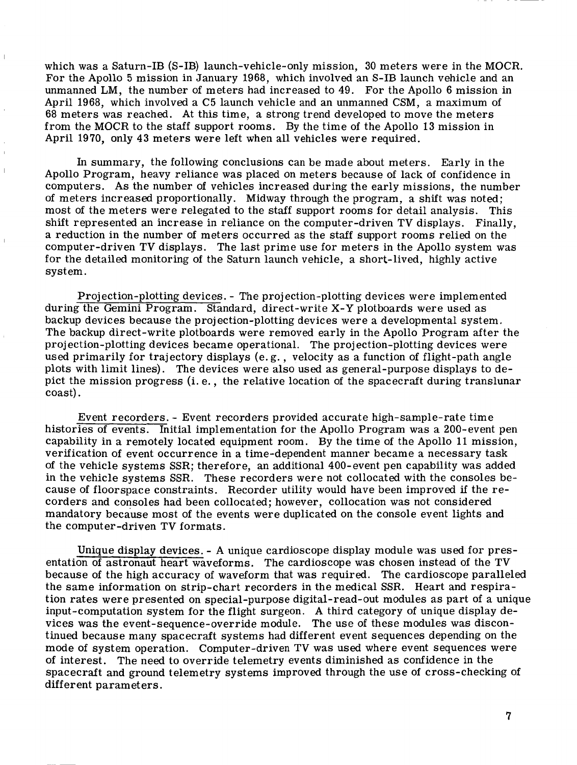which was a Saturn-IB (S-IB) launch-vehicle-only mission, 30 meters were in the MOCR. For the Apollo 5 mission in January 1968, which involved an S-IB launch vehicle and an unmanned LM, the number of meters had increased to 49. For the Apollo 6 mission in April 1968, which involved a C5 launch vehicle and an unmanned CSM, a maximum of 68 meters was reached. At this time, a strong trend developed to move the meters from the MOCR to the staff support rooms. By the time of the Apollo 13 mission in April 1970, only 43 meters were left when all vehicles were required.

In summary, the following conclusions can be made about meters. Early in the Apollo Program, heavy reliance was placed on meters because of lack of confidence in computers. As the number of vehicles increased during the early missions, the number of meters increased proportionally. Midway through the program, a shift was noted; most of the meters were relegated to the staff support rooms for detail analysis. This shift represented an increase in reliance on the computer-driven TV displays. Finally, a reduction in the number of meters occurred as the staff support rooms relied on the computer-driven TV displays. The last prime use for meters in the Apollo system was for the detailed monitoring of the Saturn launch vehicle, a short-lived, highly active system.

Projection-plotting devices. - The projection-plotting devices were implemented during the Gemini Program. Standard, direct-write X-Y plotboards were used as backup devices because the projection-plotting devices were a developmental system. The backup direct-write plotboards were removed early in the Apollo Program after the projection-plotting devices became operational. The projection-plotting devices were used primarily for trajectory displays (e.g., velocity as a function of flight-path angle plots with limit lines). The devices were also used as general-purpose displays to depict the mission progress (i.e., the relative location of the spacecraft during translunar coast).

Event recorders. - Event recorders provided accurate high-sample-rate time histories of events. Initial implementation for the Apollo Program was a 200-event pen capability in a remotely located equipment room. By the time of the Apollo 11 mission, verification of event occurrence in a time-dependent manner became a necessary task of the vehicle systems SSR; therefore, an additional 400-event pen capability was added in the vehicle systems SSR. These recorders were not collocated with the consoles because of floorspace constraints. Recorder utility would have been improved if the recorders and consoles had been collocated; however, collocation was not considered mandatory because most of the events were duplicated on the console event lights and the computer-driven TV formats.

Unique display devices. - A unique cardioscope display module was used for presentation of astronaut heart waveforms. The cardioscope was chosen instead of the TV because of the high accuracy of waveform that was required. The cardioscope paralleled the same information on strip-chart recorders in the medical SSR. Heart and respiration rates were presented on special-purpose digital-read-out modules as part of a unique input-computation system for the flight surgeon. A third category of unique display devices was the event-sequence-override module. The use of these modules was discontinued because many spacecraft systems had different event sequences depending on the mode of system operation. Computer-driven TV was used where event sequences were of interest. The need to override telemetry events diminished as confidence in the spacecraft and ground telemetry systems improved through the use of cross-checking of different parameters.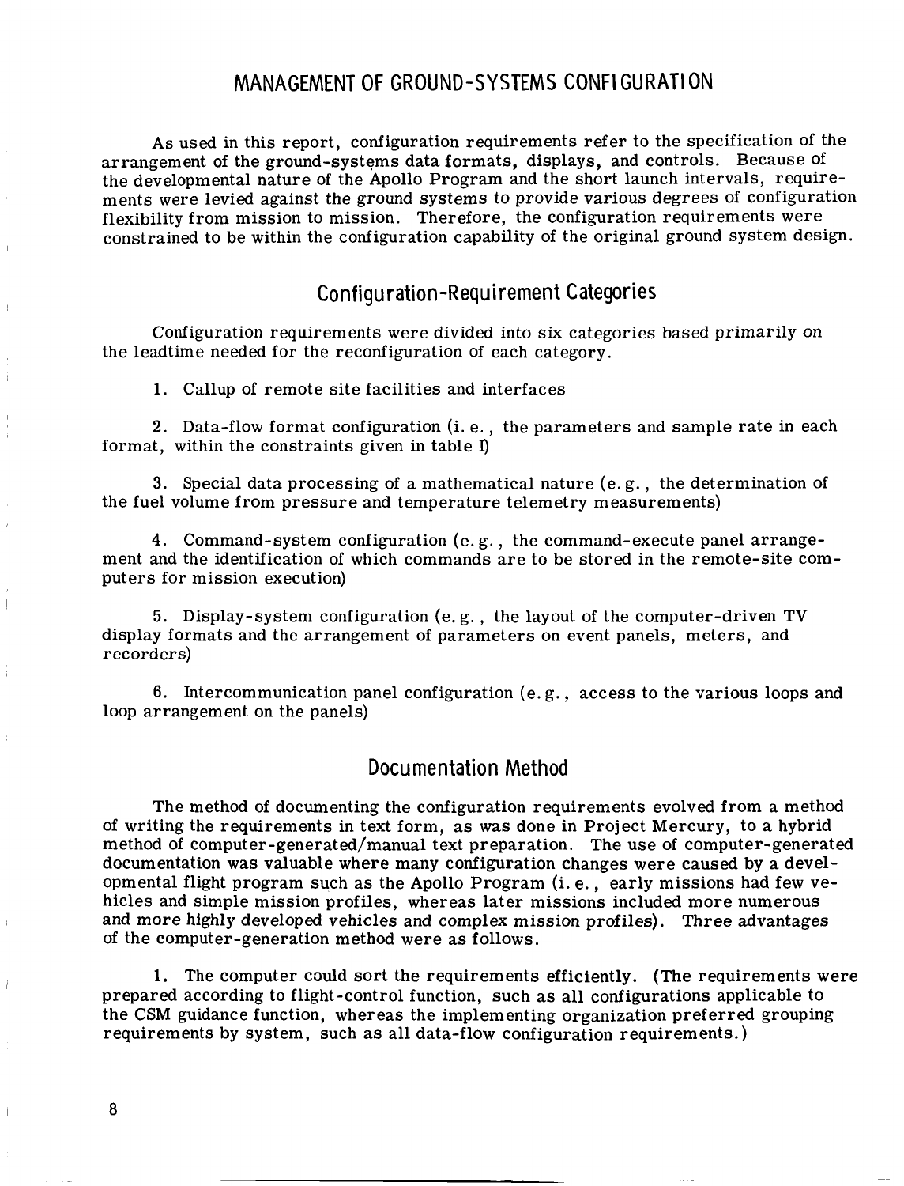# MANAGEMENT OF GROUND-SYSTEMS CONFIGURATION

As used in this report, configuration requirements refer to the specification of the arrangement of the ground-systems data formats, displays, and controls. Because of the developmental nature of the Apollo Program and the short launch intervals, requirements were levied against the ground systems to provide various degrees of configuration flexibility from mission to mission. Therefore, the configuration requirements were constrained to be within the configuration capability of the original ground system design.

## Configuration-Requirement Categories

Configuration requirements were divided into six categories based primarily on the leadtime needed for the reconfiguration of each category.

1. Callup of remote site facilities and interfaces

2. Data-flow format configuration (i.e., the parameters and sample rate in each format, within the constraints given in table I)

3. Special data processing of a mathematical nature (e.g., the determination of the fuel volume from pressure and temperature telemetry measurements)

4. Command-system configuration (e.g., the command-execute panel arrangement and the identification of which commands are to be stored in the remote-site computers for mission execution)

5. Display-system configuration (e.g., the layout of the computer-driven TV display formats and the arrangement of parameters on event panels, meters, and recorders)

6. Intercommunication panel configuration (e.g., access to the various loops and loop arrangement on the panels)

## Documentation Method

The method of documenting the configuration requirements evolved from a method of writing the requirements in text form, as was done in Project Mercury, to a hybrid method of computer-generated/manual text preparation. The use of computer-generated documentation was valuable where many configuration changes were caused by a developmental flight program such as the Apollo Program (i.e., early missions had few vehicles and simple mission profiles, whereas later missions included more numerous and more highly developed vehicles and complex mission profiles). Three advantages of the computer-generation method were as follows.

1. The computer could sort the requirements efficiently. (The requirements were prepared according to flight-control function, such as all configurations applicable to the CSM guidance function, whereas the implementing organization preferred grouping requirements by system, such as all data-flow configuration requirements.)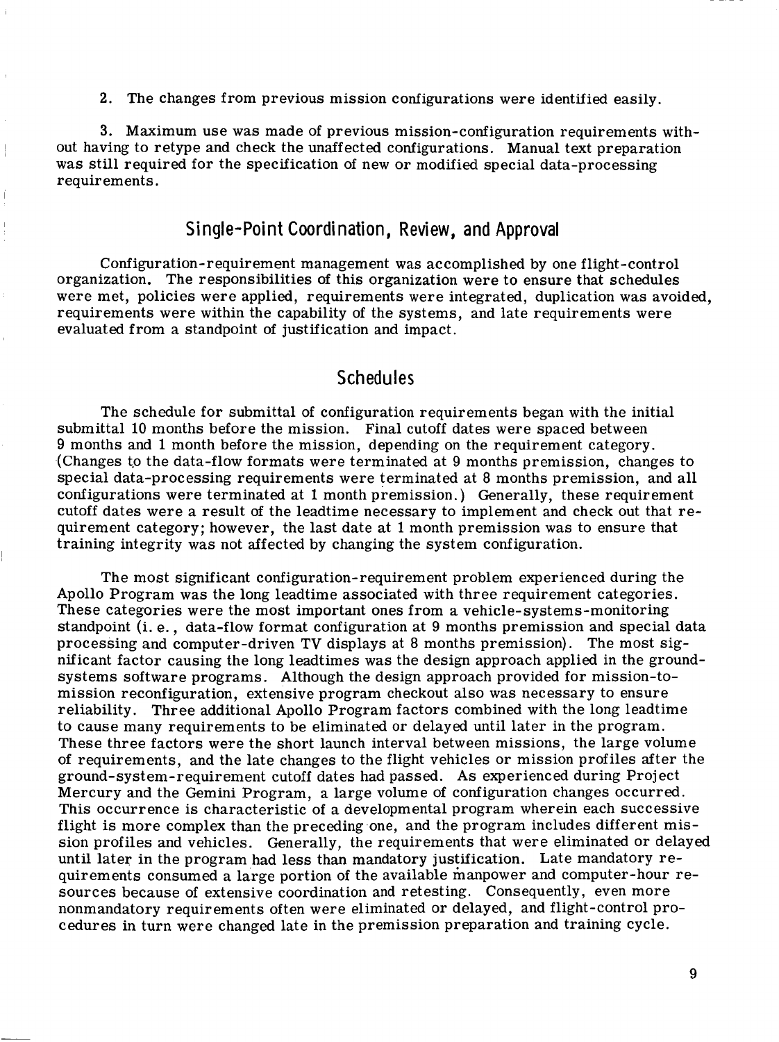2. The changes from previous mission configurations were identified easily.

3. Maximum use was made of previous mission-configuration requirements without having to retype and check the unaffected configurations. Manual text preparation was still required for the specification of new or modified special data-processing requirements.

## Single-Point Coordination, Review, and Approval

Configuration-requirement management was accomplished by one flight-control organization. The responsibilities of this organization were to ensure that schedules were met, policies were applied, requirements were integrated, duplication was avoided, requirements were within the capability of the systems, and late requirements were evaluated from a standpoint of justification and impact.

## Schedules

The schedule for submittal of configuration requirements began with the initial submittal 10 months before the mission. Final cutoff dates were spaced between 9 months and 1 month before the mission, depending on the requirement category. (Changes to the data-flow formats were terminated at 9 months premission, changes to special data-processing requirements were terminated at 8 months premission, and all configurations were terminated at 1 month premission.) Generally, these requirement cutoff dates were a result of the leadtime necessary to implement and check out that requirement category; however, the last date at 1 month premission was to ensure that training integrity was not affected by changing the system configuration.

The most significant configuration-requirement problem experienced during the Apollo Program was the long leadtime associated with three requirement categories. These categories were the most important ones from a vehicle-systems-monitoring standpoint (i. e., data-flow format configuration at 9 months premission and special data processing and computer-driven TV displays at 8 months premission). The most significant factor causing the long leadtimes was the design approach applied in the ground-systems software programs. Although the design approach provided for mission-to-mission reconfiguration, extensive program checkout also was necessary to ensure reliability. Three additional Apollo Program factors combined with the long leadtime to cause many requirements to be eliminated or delayed until later in the program. These three factors were the short launch interval between missions, the large volume of requirements, and the late changes to the flight vehicles or mission profiles after the ground-system-requirement cutoff dates had passed. As experienced during Project Mercury and the Gemini Program, a large volume of configuration changes occurred. This occurrence is characteristic of a developmental program wherein each successive flight is more complex than the preceding one, and the program includes different mission profiles and vehicles. Generally, the requirements that were eliminated or delayed until later in the program had less than mandatory justification. Late mandatory requirements consumed a large portion of the available manpower and computer-hour resources because of extensive coordination and retesting. Consequently, even more nonmandatory requirements often were eliminated or delayed, and flight-control procedures in turn were changed late in the premission preparation and training cycle.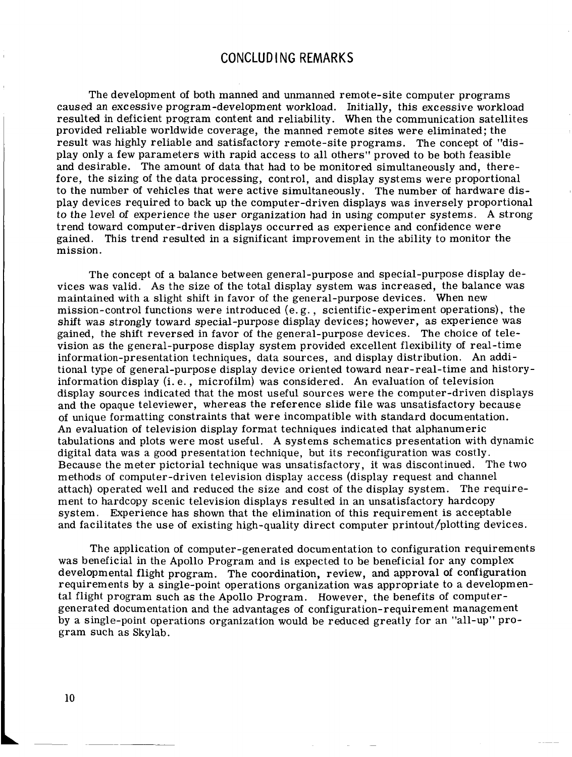# CONCLUDING REMARKS

The development of both manned and unmanned remote-site computer programs caused an excessive program-development workload. Initially, this excessive workload resulted in deficient program content and reliability. When the communication satellites provided reliable worldwide coverage, the manned remote sites were eliminated; the result was highly reliable and satisfactory remote-site programs. The concept of "display only a few parameters with rapid access to all others" proved to be both feasible and desirable. The amount of data that had to be monitored simultaneously and, therefore, the sizing of the data processing, control, and display systems were proportional to the number of vehicles that were active simultaneously. The number of hardware display devices required to back up the computer-driven displays was inversely proportional to the level of experience the user organization had in using computer systems. A strong trend toward computer-driven displays occurred as experience and confidence were gained. This trend resulted in a significant improvement in the ability to monitor the mission.

The concept of a balance between general-purpose and special-purpose display devices was valid. As the size of the total display system was increased, the balance was maintained with a slight shift in favor of the general-purpose devices. When new mission-control functions were introduced (e.g., scientific-experiment operations), the shift was strongly toward special-purpose display devices; however, as experience was gained, the shift reversed in favor of the general-purpose devices. The choice of television as the general-purpose display system provided excellent flexibility of real-time information-presentation techniques, data sources, and display distribution. An additional type of general-purpose display device oriented toward near-real-time and history-information display (i.e., microfilm) was considered. An evaluation of television display sources indicated that the most useful sources were the computer-driven displays and the opaque televiewer, whereas the reference slide file was unsatisfactory because of unique formatting constraints that were incompatible with standard documentation. An evaluation of television display format techniques indicated that alphanumeric tabulations and plots were most useful. A systems schematics presentation with dynamic digital data was a good presentation technique, but its reconfiguration was costly. Because the meter pictorial technique was unsatisfactory, it was discontinued. The two methods of computer-driven television display access (display request and channel attach) operated well and reduced the size and cost of the display system. The requirement to hardcopy scenic television displays resulted in an unsatisfactory hardcopy system. Experience has shown that the elimination of this requirement is acceptable and facilitates the use of existing high-quality direct computer printout/plotting devices.

The application of computer-generated documentation to configuration requirements was beneficial in the Apollo Program and is expected to be beneficial for any complex developmental flight program. The coordination, review, and approval of configuration requirements by a single-point operations organization was appropriate to a developmental flight program such as the Apollo Program. However, the benefits of computer-generated documentation and the advantages of configuration-requirement management by a single-point operations organization would be reduced greatly for an "all-up" program such as Skylab.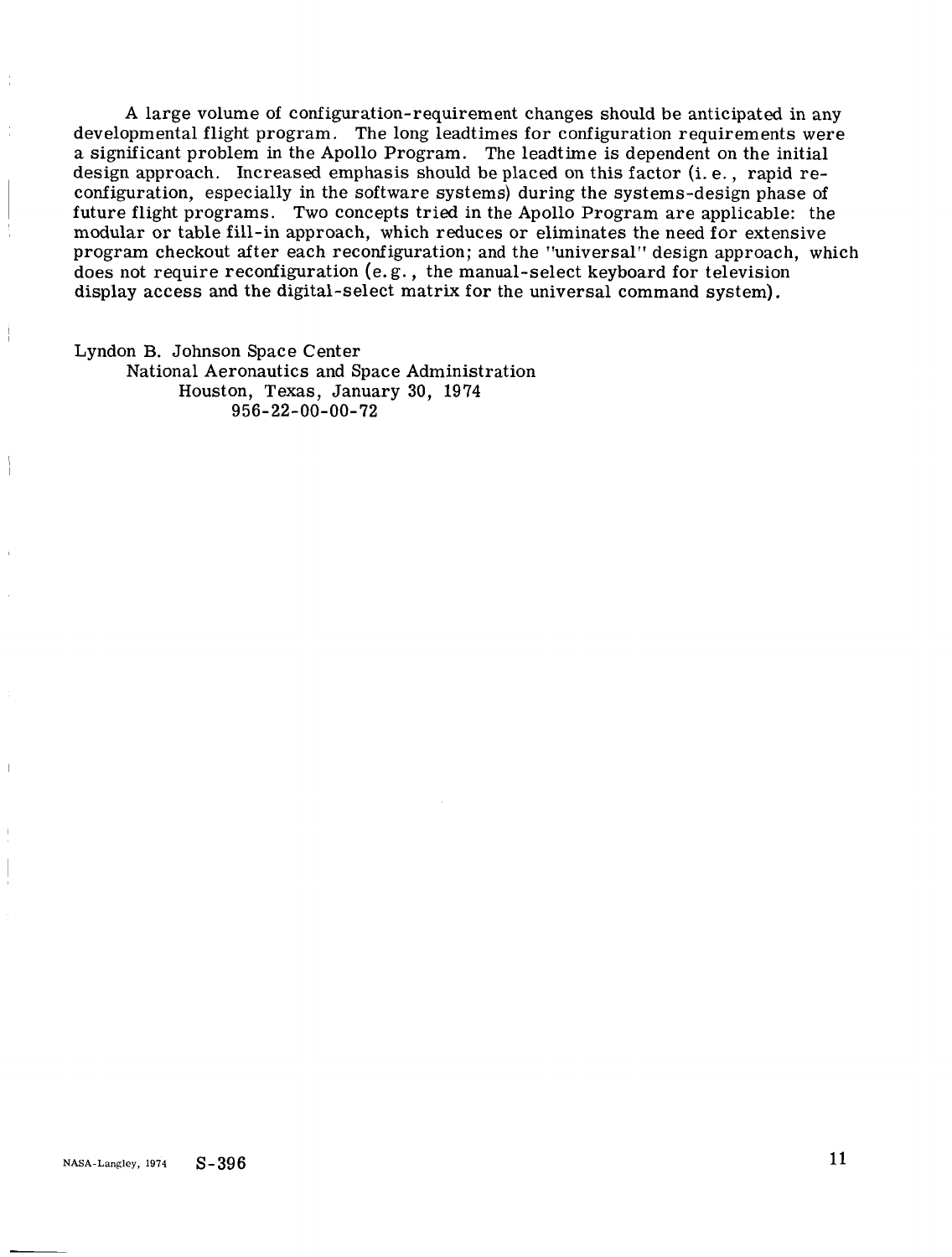A large volume of configuration-requirement changes should be anticipated in any developmental flight program. The long leadtimes for configuration requirements were a significant problem in the Apollo Program. The leadtime is dependent on the initial design approach. Increased emphasis should be placed on this factor (i. e., rapid reconfiguration, especially in the software systems) during the systems-design phase of future flight programs. Two concepts tried in the Apollo Program are applicable: the modular or table fill-in approach, which reduces or eliminates the need for extensive program checkout after each reconfiguration; and the "universal" design approach, which does not require reconfiguration (e.g., the manual-select keyboard for television display access and the digital-select matrix for the universal command system).

Lyndon B. Johnson Space Center
National Aeronautics and Space Administration
Houston, Texas, January 30, 1974
956-22-00-00-72

NASA-Langley, 1974 S-396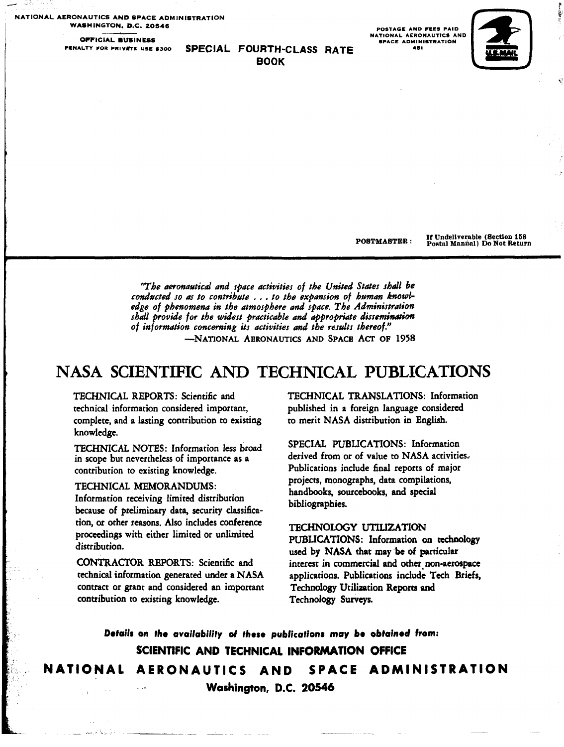NATIONAL AERONAUTICS AND SPACE ADMINISTRATION
WASHINGTON, D.C. 20546

OFFICIAL BUSINESS
PENALTY FOR PRIVATE USE $300

SPECIAL FOURTH-CLASS RATE
BOOK

POSTAGE AND FEES PAID
NATIONAL AERONAUTICS AND
SPACE ADMINISTRATION
451

POSTMASTER: If Undeliverable (Section 158 Postal Manual) Do Not Return

*"The aeronautical and space activities of the United States shall be conducted so as to contribute . . . to the expansion of human knowledge of phenomena in the atmosphere and space. The Administration shall provide for the widest practicable and appropriate dissemination of information concerning its activities and the results thereof."*

—NATIONAL AERONAUTICS AND SPACE ACT OF 1958

# NASA SCIENTIFIC AND TECHNICAL PUBLICATIONS

TECHNICAL REPORTS: Scientific and technical information considered important, complete, and a lasting contribution to existing knowledge.

TECHNICAL NOTES: Information less broad in scope but nevertheless of importance as a contribution to existing knowledge.

TECHNICAL MEMORANDUMS: Information receiving limited distribution because of preliminary data, security classification, or other reasons. Also includes conference proceedings with either limited or unlimited distribution.

CONTRACTOR REPORTS: Scientific and technical information generated under a NASA contract or grant and considered an important contribution to existing knowledge.

TECHNICAL TRANSLATIONS: Information published in a foreign language considered to merit NASA distribution in English.

SPECIAL PUBLICATIONS: Information derived from or of value to NASA activities. Publications include final reports of major projects, monographs, data compilations, handbooks, sourcebooks, and special bibliographies.

TECHNOLOGY UTILIZATION PUBLICATIONS: Information on technology used by NASA that may be of particular interest in commercial and other non-aerospace applications. Publications include Tech Briefs, Technology Utilization Reports and Technology Surveys.

***Details on the availability of these publications may be obtained from:***

**SCIENTIFIC AND TECHNICAL INFORMATION OFFICE**

**NATIONAL AERONAUTICS AND SPACE ADMINISTRATION**

**Washington, D.C. 20546**